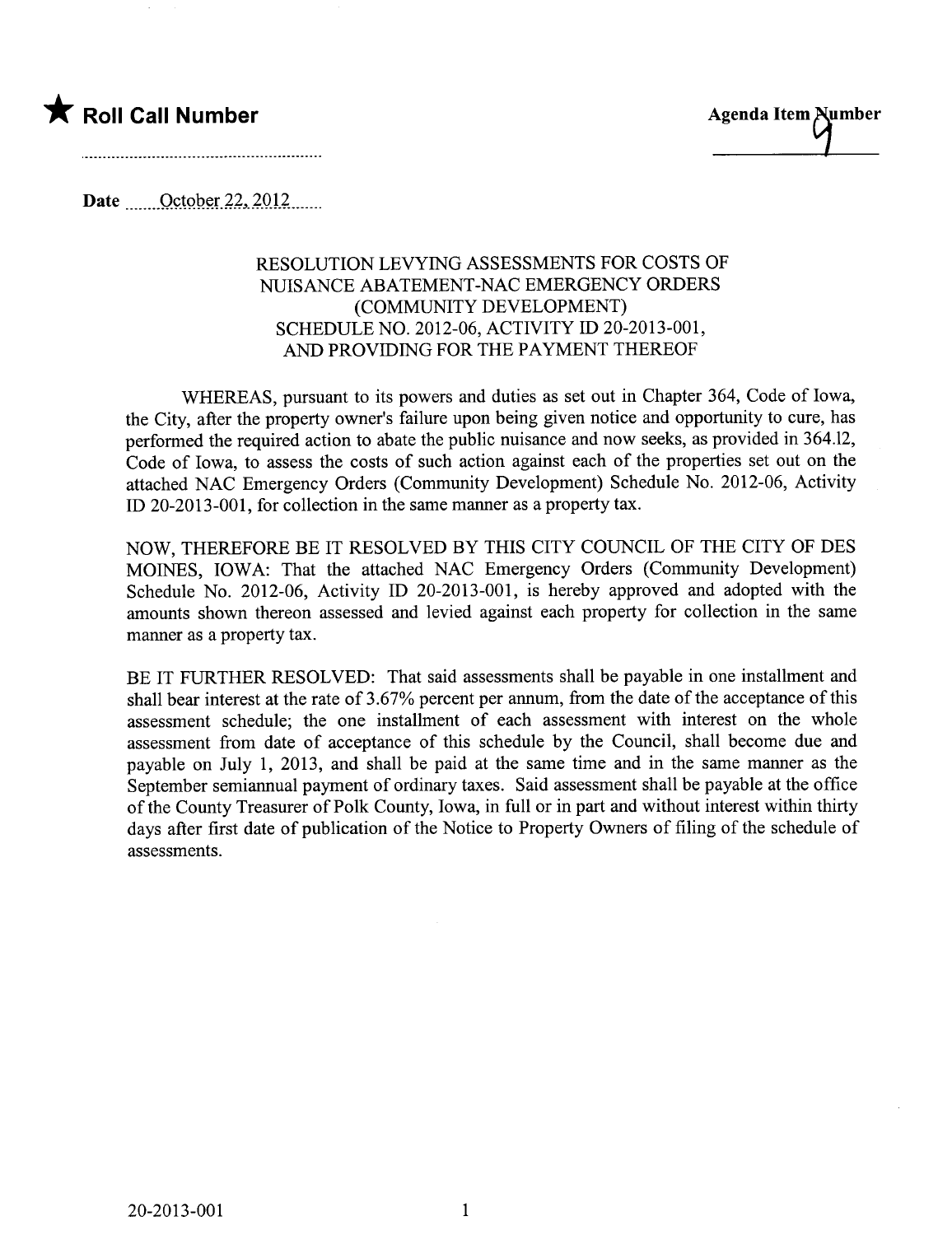★ **Roll Call Number**

..............................................................

**Agenda Item Number**
9

**Date** ........October 22, 2012........

RESOLUTION LEVYING ASSESSMENTS FOR COSTS OF NUISANCE ABATEMENT-NAC EMERGENCY ORDERS (COMMUNITY DEVELOPMENT) SCHEDULE NO. 2012-06, ACTIVITY ID 20-2013-001, AND PROVIDING FOR THE PAYMENT THEREOF

WHEREAS, pursuant to its powers and duties as set out in Chapter 364, Code of Iowa, the City, after the property owner's failure upon being given notice and opportunity to cure, has performed the required action to abate the public nuisance and now seeks, as provided in 364.12, Code of Iowa, to assess the costs of such action against each of the properties set out on the attached NAC Emergency Orders (Community Development) Schedule No. 2012-06, Activity ID 20-2013-001, for collection in the same manner as a property tax.

NOW, THEREFORE BE IT RESOLVED BY THIS CITY COUNCIL OF THE CITY OF DES MOINES, IOWA: That the attached NAC Emergency Orders (Community Development) Schedule No. 2012-06, Activity ID 20-2013-001, is hereby approved and adopted with the amounts shown thereon assessed and levied against each property for collection in the same manner as a property tax.

BE IT FURTHER RESOLVED: That said assessments shall be payable in one installment and shall bear interest at the rate of 3.67% percent per annum, from the date of the acceptance of this assessment schedule; the one installment of each assessment with interest on the whole assessment from date of acceptance of this schedule by the Council, shall become due and payable on July 1, 2013, and shall be paid at the same time and in the same manner as the September semiannual payment of ordinary taxes. Said assessment shall be payable at the office of the County Treasurer of Polk County, Iowa, in full or in part and without interest within thirty days after first date of publication of the Notice to Property Owners of filing of the schedule of assessments.

20-2013-001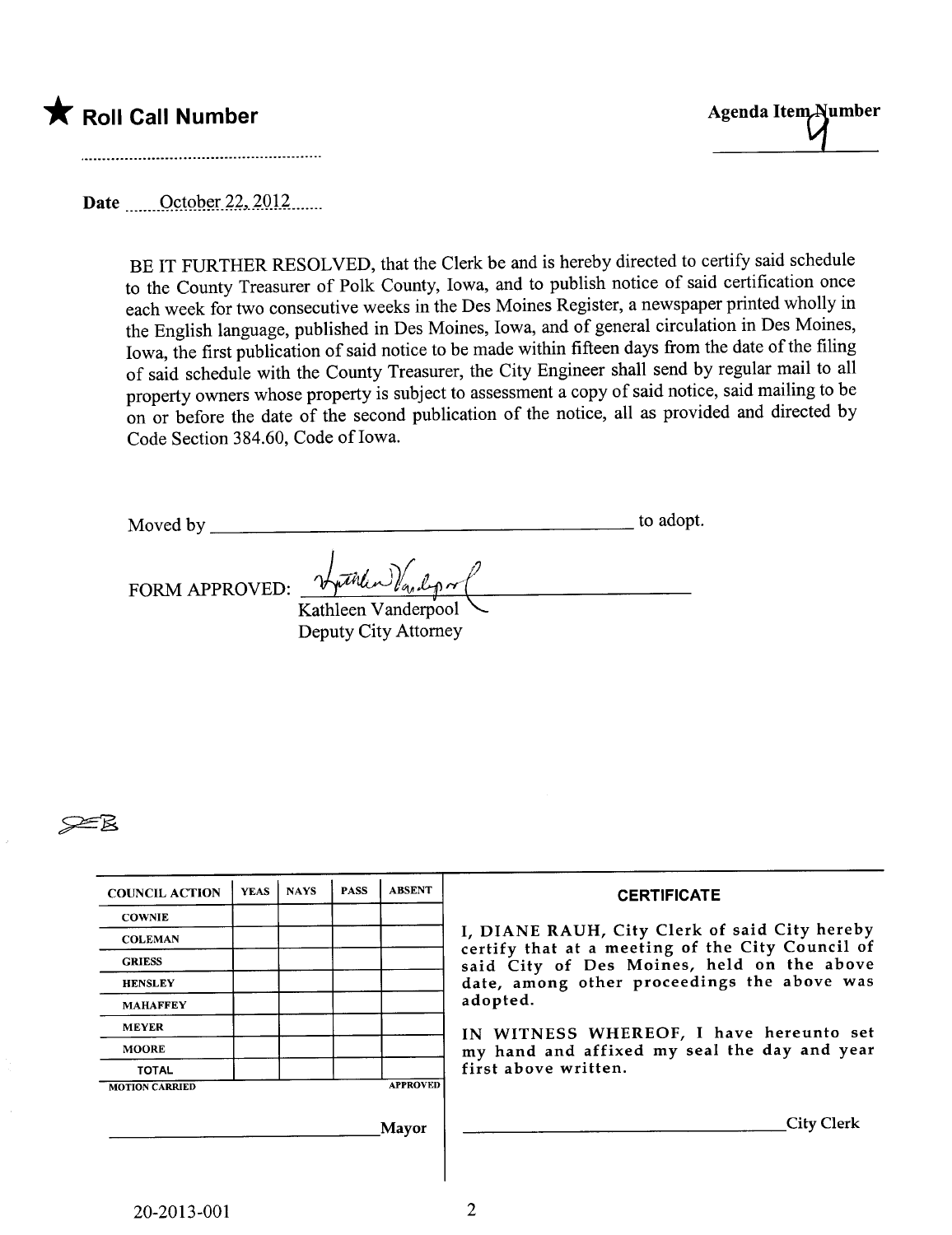★ **Roll Call Number**

..........................................................

**Agenda Item Number**

9

**Date** ......October 22, 2012......

BE IT FURTHER RESOLVED, that the Clerk be and is hereby directed to certify said schedule to the County Treasurer of Polk County, Iowa, and to publish notice of said certification once each week for two consecutive weeks in the Des Moines Register, a newspaper printed wholly in the English language, published in Des Moines, Iowa, and of general circulation in Des Moines, Iowa, the first publication of said notice to be made within fifteen days from the date of the filing of said schedule with the County Treasurer, the City Engineer shall send by regular mail to all property owners whose property is subject to assessment a copy of said notice, said mailing to be on or before the date of the second publication of the notice, all as provided and directed by Code Section 384.60, Code of Iowa.

Moved by _______________________________________ to adopt.

FORM APPROVED: _______________________________
Kathleen Vanderpool
Deputy City Attorney

JEB

| COUNCIL ACTION | YEAS | NAYS | PASS | ABSENT |
|---|---|---|---|---|
| COWNIE | | | | |
| COLEMAN | | | | |
| GRIESS | | | | |
| HENSLEY | | | | |
| MAHAFFEY | | | | |
| MEYER | | | | |
| MOORE | | | | |
| TOTAL | | | | |
| MOTION CARRIED | | | | APPROVED |

_______________________________Mayor

**CERTIFICATE**

I, DIANE RAUH, City Clerk of said City hereby certify that at a meeting of the City Council of said City of Des Moines, held on the above date, among other proceedings the above was adopted.

IN WITNESS WHEREOF, I have hereunto set my hand and affixed my seal the day and year first above written.

_______________________________City Clerk

20-2013-001